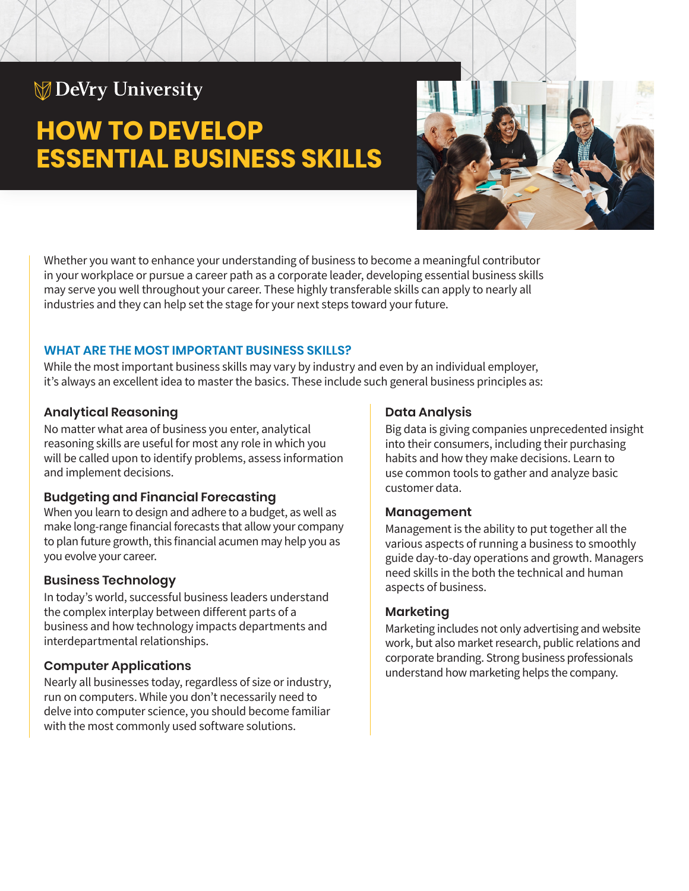DeVry University

# HOW TO DEVELOP ESSENTIAL BUSINESS SKILLS

Whether you want to enhance your understanding of business to become a meaningful contributor in your workplace or pursue a career path as a corporate leader, developing essential business skills may serve you well throughout your career. These highly transferable skills can apply to nearly all industries and they can help set the stage for your next steps toward your future.

## WHAT ARE THE MOST IMPORTANT BUSINESS SKILLS?

While the most important business skills may vary by industry and even by an individual employer, it's always an excellent idea to master the basics. These include such general business principles as:

### Analytical Reasoning

No matter what area of business you enter, analytical reasoning skills are useful for most any role in which you will be called upon to identify problems, assess information and implement decisions.

### Budgeting and Financial Forecasting

When you learn to design and adhere to a budget, as well as make long-range financial forecasts that allow your company to plan future growth, this financial acumen may help you as you evolve your career.

### Business Technology

In today's world, successful business leaders understand the complex interplay between different parts of a business and how technology impacts departments and interdepartmental relationships.

### Computer Applications

Nearly all businesses today, regardless of size or industry, run on computers. While you don't necessarily need to delve into computer science, you should become familiar with the most commonly used software solutions.

### Data Analysis

Big data is giving companies unprecedented insight into their consumers, including their purchasing habits and how they make decisions. Learn to use common tools to gather and analyze basic customer data.

### Management

Management is the ability to put together all the various aspects of running a business to smoothly guide day-to-day operations and growth. Managers need skills in the both the technical and human aspects of business.

### Marketing

Marketing includes not only advertising and website work, but also market research, public relations and corporate branding. Strong business professionals understand how marketing helps the company.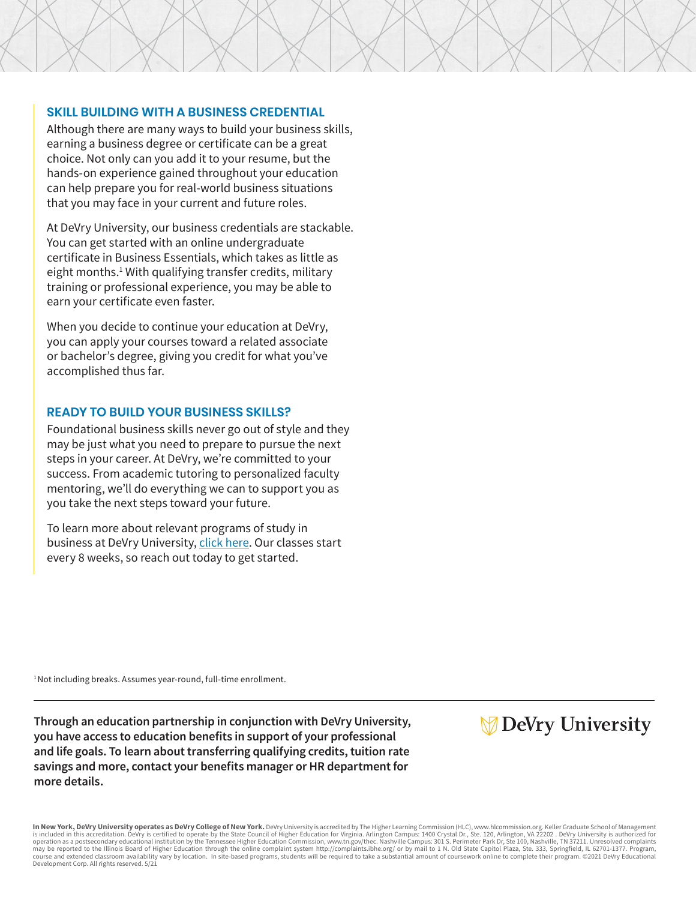## SKILL BUILDING WITH A BUSINESS CREDENTIAL

Although there are many ways to build your business skills, earning a business degree or certificate can be a great choice. Not only can you add it to your resume, but the hands-on experience gained throughout your education can help prepare you for real-world business situations that you may face in your current and future roles.

At DeVry University, our business credentials are stackable. You can get started with an online undergraduate certificate in Business Essentials, which takes as little as eight months.[1] With qualifying transfer credits, military training or professional experience, you may be able to earn your certificate even faster.

When you decide to continue your education at DeVry, you can apply your courses toward a related associate or bachelor's degree, giving you credit for what you've accomplished thus far.

## READY TO BUILD YOUR BUSINESS SKILLS?

Foundational business skills never go out of style and they may be just what you need to prepare to pursue the next steps in your career. At DeVry, we're committed to your success. From academic tutoring to personalized faculty mentoring, we'll do everything we can to support you as you take the next steps toward your future.

To learn more about relevant programs of study in business at DeVry University, click here. Our classes start every 8 weeks, so reach out today to get started.

[1] Not including breaks. Assumes year-round, full-time enrollment.

---

**Through an education partnership in conjunction with DeVry University, you have access to education benefits in support of your professional and life goals. To learn about transferring qualifying credits, tuition rate savings and more, contact your benefits manager or HR department for more details.**

DeVry University

**In New York, DeVry University operates as DeVry College of New York.** DeVry University is accredited by The Higher Learning Commission (HLC), www.hlcommission.org. Keller Graduate School of Management is included in this accreditation. DeVry is certified to operate by the State Council of Higher Education for Virginia. Arlington Campus: 1400 Crystal Dr., Ste. 120, Arlington, VA 22202 . DeVry University is authorized for operation as a postsecondary educational institution by the Tennessee Higher Education Commission, www.tn.gov/thec. Nashville Campus: 301 S. Perimeter Park Dr, Ste 100, Nashville, TN 37211. Unresolved complaints may be reported to the Illinois Board of Higher Education through the online complaint system http://complaints.ibhe.org/ or by mail to 1 N. Old State Capitol Plaza, Ste. 333, Springfield, IL 62701-1377. Program, course and extended classroom availability vary by location. In site-based programs, students will be required to take a substantial amount of coursework online to complete their program. ©2021 DeVry Educational Development Corp. All rights reserved. 5/21